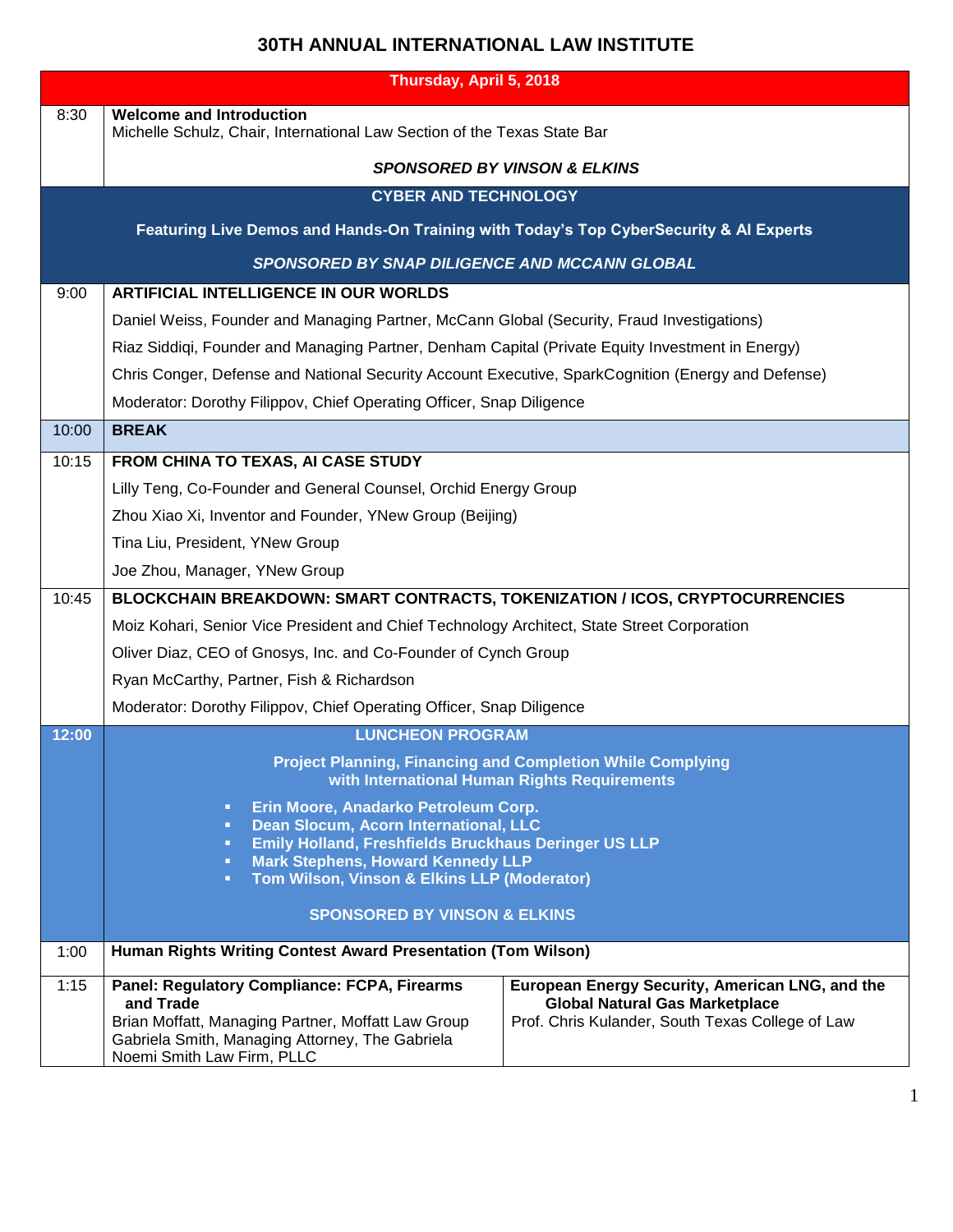# 30TH ANNUAL INTERNATIONAL LAW INSTITUTE

| Thursday, April 5, 2018 | | |
|---|---|---|
| 8:30 | **Welcome and Introduction**<br>Michelle Schulz, Chair, International Law Section of the Texas State Bar<br><br>***SPONSORED BY VINSON & ELKINS*** | |
| | **CYBER AND TECHNOLOGY**<br><br>**Featuring Live Demos and Hands-On Training with Today's Top CyberSecurity & AI Experts**<br><br>***SPONSORED BY SNAP DILIGENCE AND MCCANN GLOBAL*** | |
| 9:00 | **ARTIFICIAL INTELLIGENCE IN OUR WORLDS**<br>Daniel Weiss, Founder and Managing Partner, McCann Global (Security, Fraud Investigations)<br>Riaz Siddiqi, Founder and Managing Partner, Denham Capital (Private Equity Investment in Energy)<br>Chris Conger, Defense and National Security Account Executive, SparkCognition (Energy and Defense)<br>Moderator: Dorothy Filippov, Chief Operating Officer, Snap Diligence | |
| 10:00 | **BREAK** | |
| 10:15 | **FROM CHINA TO TEXAS, AI CASE STUDY**<br>Lilly Teng, Co-Founder and General Counsel, Orchid Energy Group<br>Zhou Xiao Xi, Inventor and Founder, YNew Group (Beijing)<br>Tina Liu, President, YNew Group<br>Joe Zhou, Manager, YNew Group | |
| 10:45 | **BLOCKCHAIN BREAKDOWN: SMART CONTRACTS, TOKENIZATION / ICOS, CRYPTOCURRENCIES**<br>Moiz Kohari, Senior Vice President and Chief Technology Architect, State Street Corporation<br>Oliver Diaz, CEO of Gnosys, Inc. and Co-Founder of Cynch Group<br>Ryan McCarthy, Partner, Fish & Richardson<br>Moderator: Dorothy Filippov, Chief Operating Officer, Snap Diligence | |
| **12:00** | **LUNCHEON PROGRAM**<br><br>**Project Planning, Financing and Completion While Complying with International Human Rights Requirements**<br><br>▪ **Erin Moore, Anadarko Petroleum Corp.**<br>▪ **Dean Slocum, Acorn International, LLC**<br>▪ **Emily Holland, Freshfields Bruckhaus Deringer US LLP**<br>▪ **Mark Stephens, Howard Kennedy LLP**<br>▪ **Tom Wilson, Vinson & Elkins LLP (Moderator)**<br><br>**SPONSORED BY VINSON & ELKINS** | |
| 1:00 | **Human Rights Writing Contest Award Presentation (Tom Wilson)** | |
| 1:15 | **Panel: Regulatory Compliance: FCPA, Firearms and Trade**<br>Brian Moffatt, Managing Partner, Moffatt Law Group<br>Gabriela Smith, Managing Attorney, The Gabriela Noemi Smith Law Firm, PLLC | **European Energy Security, American LNG, and the Global Natural Gas Marketplace**<br>Prof. Chris Kulander, South Texas College of Law |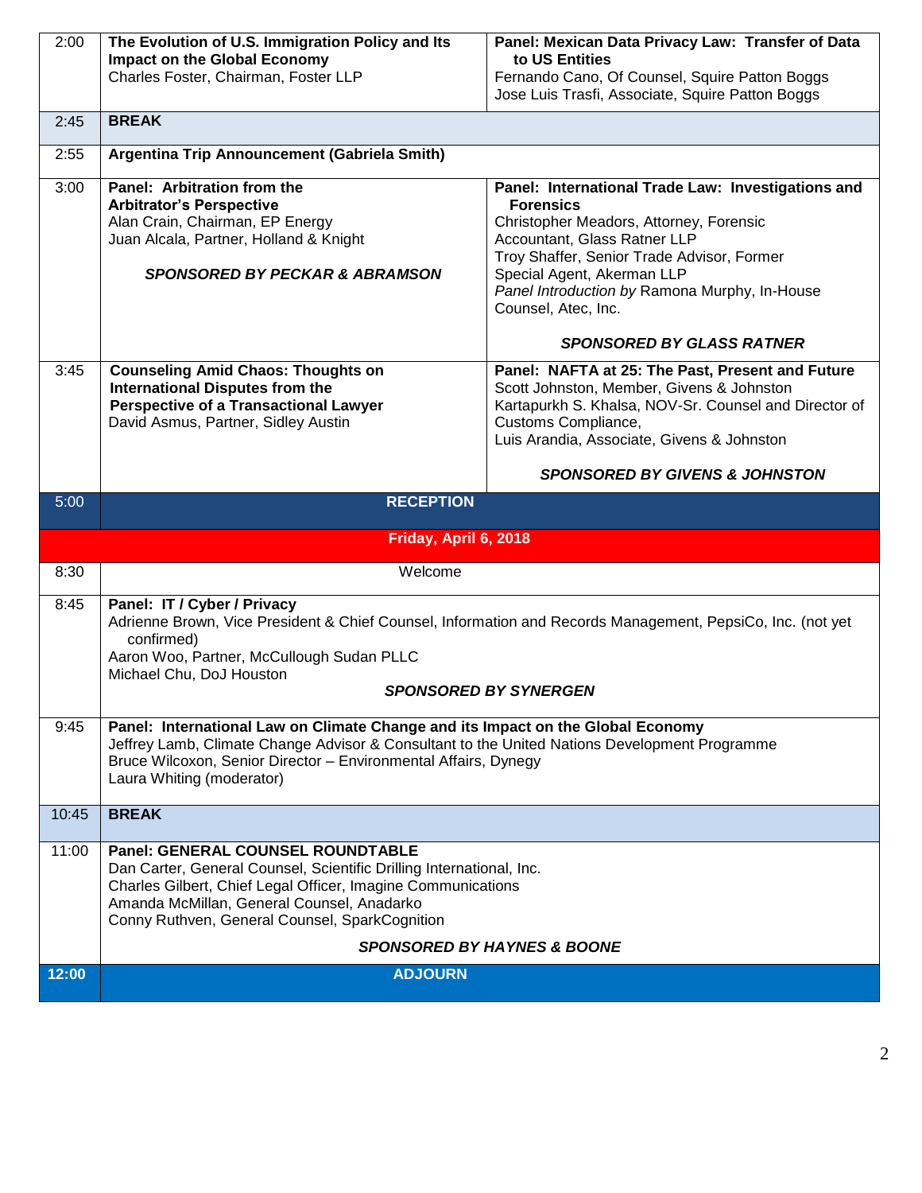| | | |
|---|---|---|
| 2:00 | **The Evolution of U.S. Immigration Policy and Its Impact on the Global Economy**<br>Charles Foster, Chairman, Foster LLP | **Panel: Mexican Data Privacy Law: Transfer of Data to US Entities**<br>Fernando Cano, Of Counsel, Squire Patton Boggs<br>Jose Luis Trasfi, Associate, Squire Patton Boggs |
| 2:45 | **BREAK** | |
| 2:55 | **Argentina Trip Announcement (Gabriela Smith)** | |
| 3:00 | **Panel: Arbitration from the Arbitrator's Perspective**<br>Alan Crain, Chairman, EP Energy<br>Juan Alcala, Partner, Holland & Knight<br><br>***SPONSORED BY PECKAR & ABRAMSON*** | **Panel: International Trade Law: Investigations and Forensics**<br>Christopher Meadors, Attorney, Forensic Accountant, Glass Ratner LLP<br>Troy Shaffer, Senior Trade Advisor, Former Special Agent, Akerman LLP<br>*Panel Introduction by* Ramona Murphy, In-House Counsel, Atec, Inc.<br><br>***SPONSORED BY GLASS RATNER*** |
| 3:45 | **Counseling Amid Chaos: Thoughts on International Disputes from the Perspective of a Transactional Lawyer**<br>David Asmus, Partner, Sidley Austin | **Panel: NAFTA at 25: The Past, Present and Future**<br>Scott Johnston, Member, Givens & Johnston<br>Kartapurkh S. Khalsa, NOV-Sr. Counsel and Director of Customs Compliance,<br>Luis Arandia, Associate, Givens & Johnston<br><br>***SPONSORED BY GIVENS & JOHNSTON*** |
| 5:00 | **RECEPTION** | |
| | **Friday, April 6, 2018** | |
| 8:30 | Welcome | |
| 8:45 | **Panel: IT / Cyber / Privacy**<br>Adrienne Brown, Vice President & Chief Counsel, Information and Records Management, PepsiCo, Inc. (not yet confirmed)<br>Aaron Woo, Partner, McCullough Sudan PLLC<br>Michael Chu, DoJ Houston<br><br>***SPONSORED BY SYNERGEN*** | |
| 9:45 | **Panel: International Law on Climate Change and its Impact on the Global Economy**<br>Jeffrey Lamb, Climate Change Advisor & Consultant to the United Nations Development Programme<br>Bruce Wilcoxon, Senior Director – Environmental Affairs, Dynegy<br>Laura Whiting (moderator) | |
| 10:45 | **BREAK** | |
| 11:00 | **Panel: GENERAL COUNSEL ROUNDTABLE**<br>Dan Carter, General Counsel, Scientific Drilling International, Inc.<br>Charles Gilbert, Chief Legal Officer, Imagine Communications<br>Amanda McMillan, General Counsel, Anadarko<br>Conny Ruthven, General Counsel, SparkCognition<br><br>***SPONSORED BY HAYNES & BOONE*** | |
| **12:00** | **ADJOURN** | |